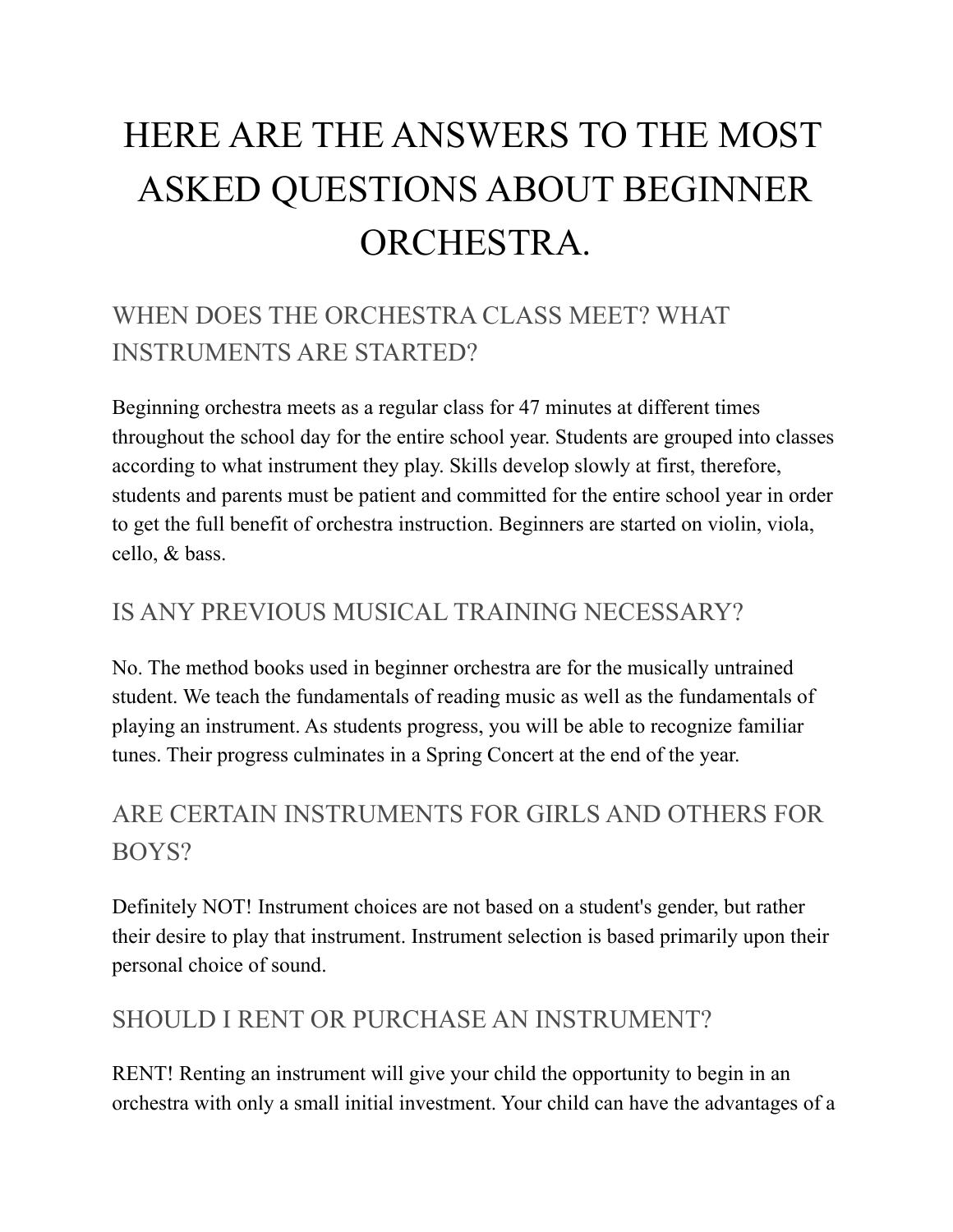# HERE ARE THE ANSWERS TO THE MOST ASKED QUESTIONS ABOUT BEGINNER ORCHESTRA.

## WHEN DOES THE ORCHESTRA CLASS MEET? WHAT INSTRUMENTS ARE STARTED?

Beginning orchestra meets as a regular class for 47 minutes at different times throughout the school day for the entire school year. Students are grouped into classes according to what instrument they play. Skills develop slowly at first, therefore, students and parents must be patient and committed for the entire school year in order to get the full benefit of orchestra instruction. Beginners are started on violin, viola, cello, & bass.

## IS ANY PREVIOUS MUSICAL TRAINING NECESSARY?

No. The method books used in beginner orchestra are for the musically untrained student. We teach the fundamentals of reading music as well as the fundamentals of playing an instrument. As students progress, you will be able to recognize familiar tunes. Their progress culminates in a Spring Concert at the end of the year.

## ARE CERTAIN INSTRUMENTS FOR GIRLS AND OTHERS FOR BOYS?

Definitely NOT! Instrument choices are not based on a student's gender, but rather their desire to play that instrument. Instrument selection is based primarily upon their personal choice of sound.

## SHOULD I RENT OR PURCHASE AN INSTRUMENT?

RENT! Renting an instrument will give your child the opportunity to begin in an orchestra with only a small initial investment. Your child can have the advantages of a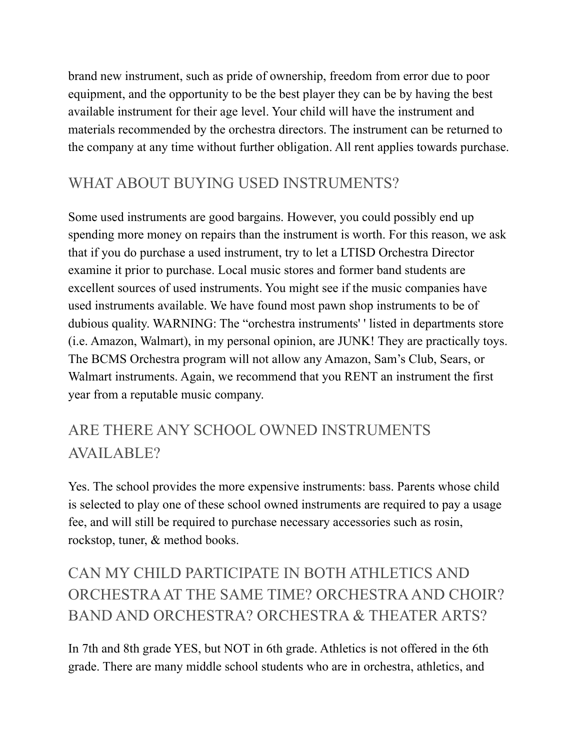brand new instrument, such as pride of ownership, freedom from error due to poor equipment, and the opportunity to be the best player they can be by having the best available instrument for their age level. Your child will have the instrument and materials recommended by the orchestra directors. The instrument can be returned to the company at any time without further obligation. All rent applies towards purchase.

## WHAT ABOUT BUYING USED INSTRUMENTS?

Some used instruments are good bargains. However, you could possibly end up spending more money on repairs than the instrument is worth. For this reason, we ask that if you do purchase a used instrument, try to let a LTISD Orchestra Director examine it prior to purchase. Local music stores and former band students are excellent sources of used instruments. You might see if the music companies have used instruments available. We have found most pawn shop instruments to be of dubious quality. WARNING: The "orchestra instruments' ' listed in departments store (i.e. Amazon, Walmart), in my personal opinion, are JUNK! They are practically toys. The BCMS Orchestra program will not allow any Amazon, Sam's Club, Sears, or Walmart instruments. Again, we recommend that you RENT an instrument the first year from a reputable music company.

## ARE THERE ANY SCHOOL OWNED INSTRUMENTS AVAILABLE?

Yes. The school provides the more expensive instruments: bass. Parents whose child is selected to play one of these school owned instruments are required to pay a usage fee, and will still be required to purchase necessary accessories such as rosin, rockstop, tuner, & method books.

## CAN MY CHILD PARTICIPATE IN BOTH ATHLETICS AND ORCHESTRA AT THE SAME TIME? ORCHESTRA AND CHOIR? BAND AND ORCHESTRA? ORCHESTRA & THEATER ARTS?

In 7th and 8th grade YES, but NOT in 6th grade. Athletics is not offered in the 6th grade. There are many middle school students who are in orchestra, athletics, and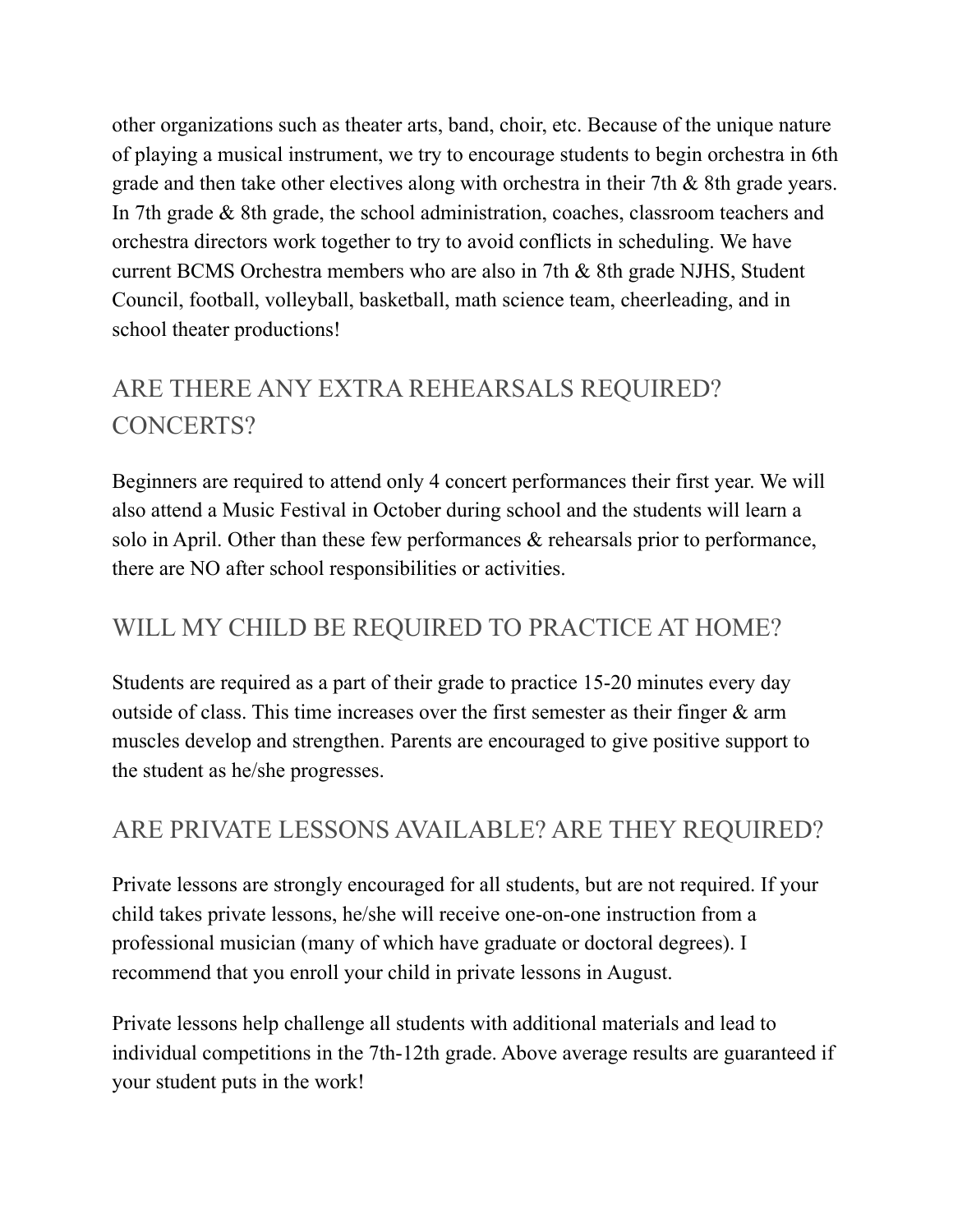other organizations such as theater arts, band, choir, etc. Because of the unique nature of playing a musical instrument, we try to encourage students to begin orchestra in 6th grade and then take other electives along with orchestra in their 7th & 8th grade years. In 7th grade & 8th grade, the school administration, coaches, classroom teachers and orchestra directors work together to try to avoid conflicts in scheduling. We have current BCMS Orchestra members who are also in 7th & 8th grade NJHS, Student Council, football, volleyball, basketball, math science team, cheerleading, and in school theater productions!

## ARE THERE ANY EXTRA REHEARSALS REQUIRED? CONCERTS?

Beginners are required to attend only 4 concert performances their first year. We will also attend a Music Festival in October during school and the students will learn a solo in April. Other than these few performances & rehearsals prior to performance, there are NO after school responsibilities or activities.

## WILL MY CHILD BE REQUIRED TO PRACTICE AT HOME?

Students are required as a part of their grade to practice 15-20 minutes every day outside of class. This time increases over the first semester as their finger & arm muscles develop and strengthen. Parents are encouraged to give positive support to the student as he/she progresses.

## ARE PRIVATE LESSONS AVAILABLE? ARE THEY REQUIRED?

Private lessons are strongly encouraged for all students, but are not required. If your child takes private lessons, he/she will receive one-on-one instruction from a professional musician (many of which have graduate or doctoral degrees). I recommend that you enroll your child in private lessons in August.

Private lessons help challenge all students with additional materials and lead to individual competitions in the 7th-12th grade. Above average results are guaranteed if your student puts in the work!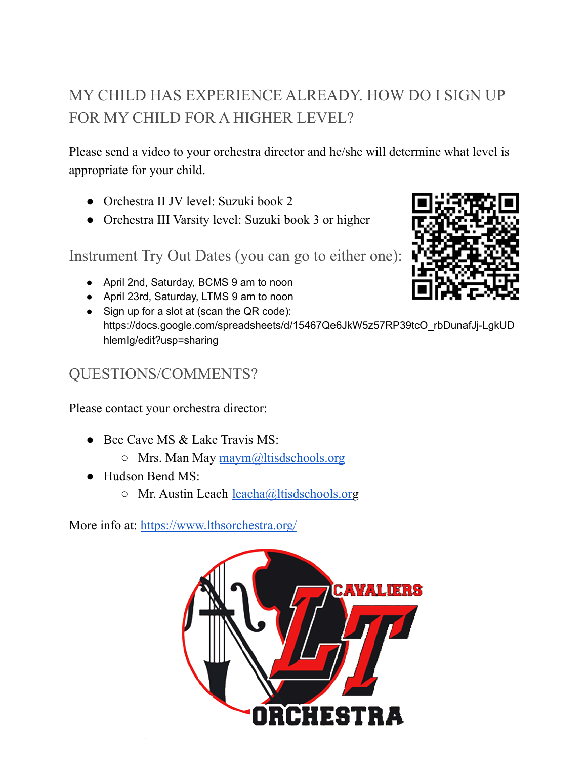## MY CHILD HAS EXPERIENCE ALREADY. HOW DO I SIGN UP FOR MY CHILD FOR A HIGHER LEVEL?

Please send a video to your orchestra director and he/she will determine what level is appropriate for your child.

- Orchestra II JV level: Suzuki book 2
- Orchestra III Varsity level: Suzuki book 3 or higher

### Instrument Try Out Dates (you can go to either one):

- April 2nd, Saturday, BCMS 9 am to noon
- April 23rd, Saturday, LTMS 9 am to noon
- Sign up for a slot at (scan the QR code): https://docs.google.com/spreadsheets/d/15467Qe6JkW5z57RP39tcO_rbDunafJj-LgkUDhlemlg/edit?usp=sharing

## QUESTIONS/COMMENTS?

Please contact your orchestra director:

- Bee Cave MS & Lake Travis MS:
  - Mrs. Man May maym@ltisdschools.org
- Hudson Bend MS:
  - Mr. Austin Leach leacha@ltisdschools.org

More info at: https://www.lthsorchestra.org/